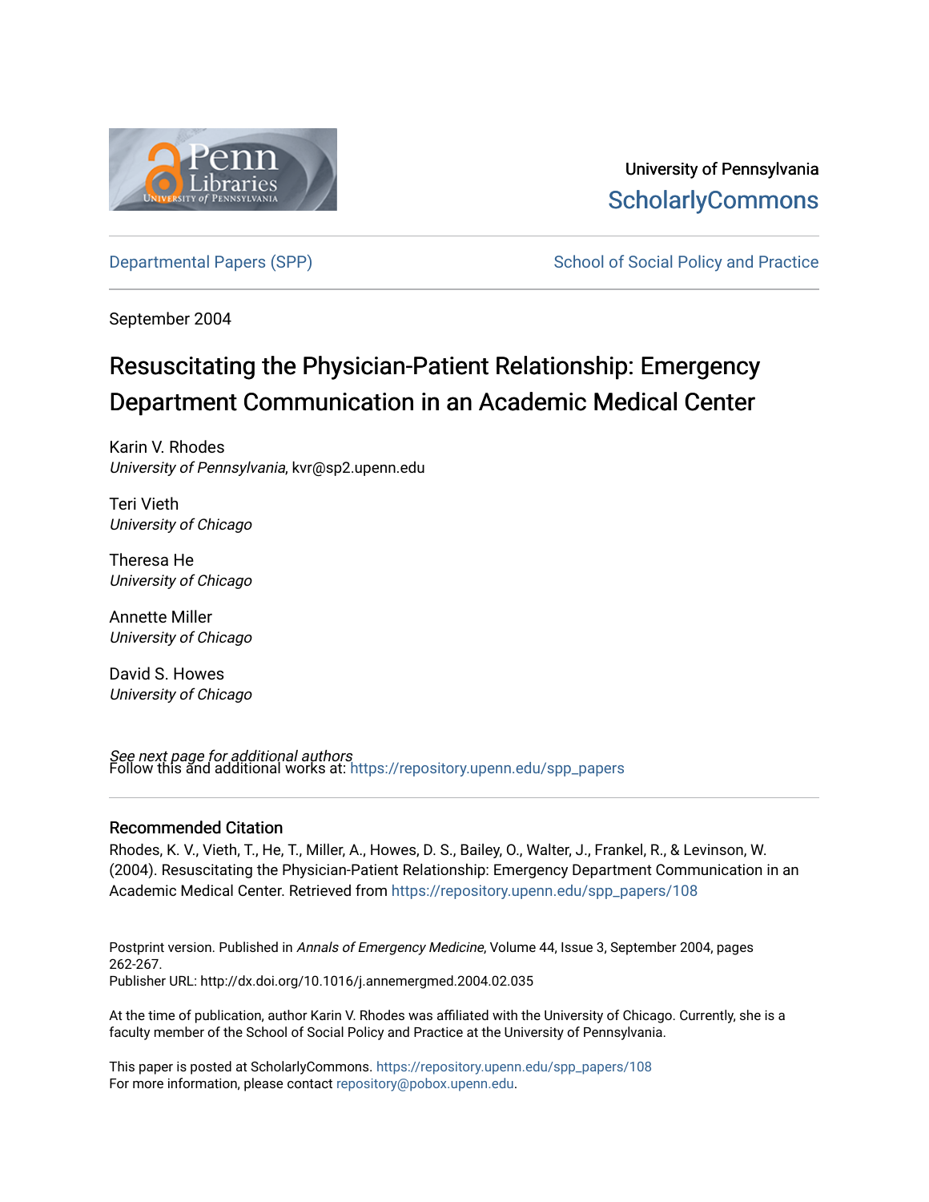University of Pennsylvania
ScholarlyCommons

Departmental Papers (SPP) — School of Social Policy and Practice

September 2004

# Resuscitating the Physician-Patient Relationship: Emergency Department Communication in an Academic Medical Center

Karin V. Rhodes
*University of Pennsylvania*, kvr@sp2.upenn.edu

Teri Vieth
*University of Chicago*

Theresa He
*University of Chicago*

Annette Miller
*University of Chicago*

David S. Howes
*University of Chicago*

*See next page for additional authors*

Follow this and additional works at: https://repository.upenn.edu/spp_papers

## Recommended Citation

Rhodes, K. V., Vieth, T., He, T., Miller, A., Howes, D. S., Bailey, O., Walter, J., Frankel, R., & Levinson, W. (2004). Resuscitating the Physician-Patient Relationship: Emergency Department Communication in an Academic Medical Center. Retrieved from https://repository.upenn.edu/spp_papers/108

Postprint version. Published in *Annals of Emergency Medicine*, Volume 44, Issue 3, September 2004, pages 262-267.
Publisher URL: http://dx.doi.org/10.1016/j.annemergmed.2004.02.035

At the time of publication, author Karin V. Rhodes was affiliated with the University of Chicago. Currently, she is a faculty member of the School of Social Policy and Practice at the University of Pennsylvania.

This paper is posted at ScholarlyCommons. https://repository.upenn.edu/spp_papers/108
For more information, please contact repository@pobox.upenn.edu.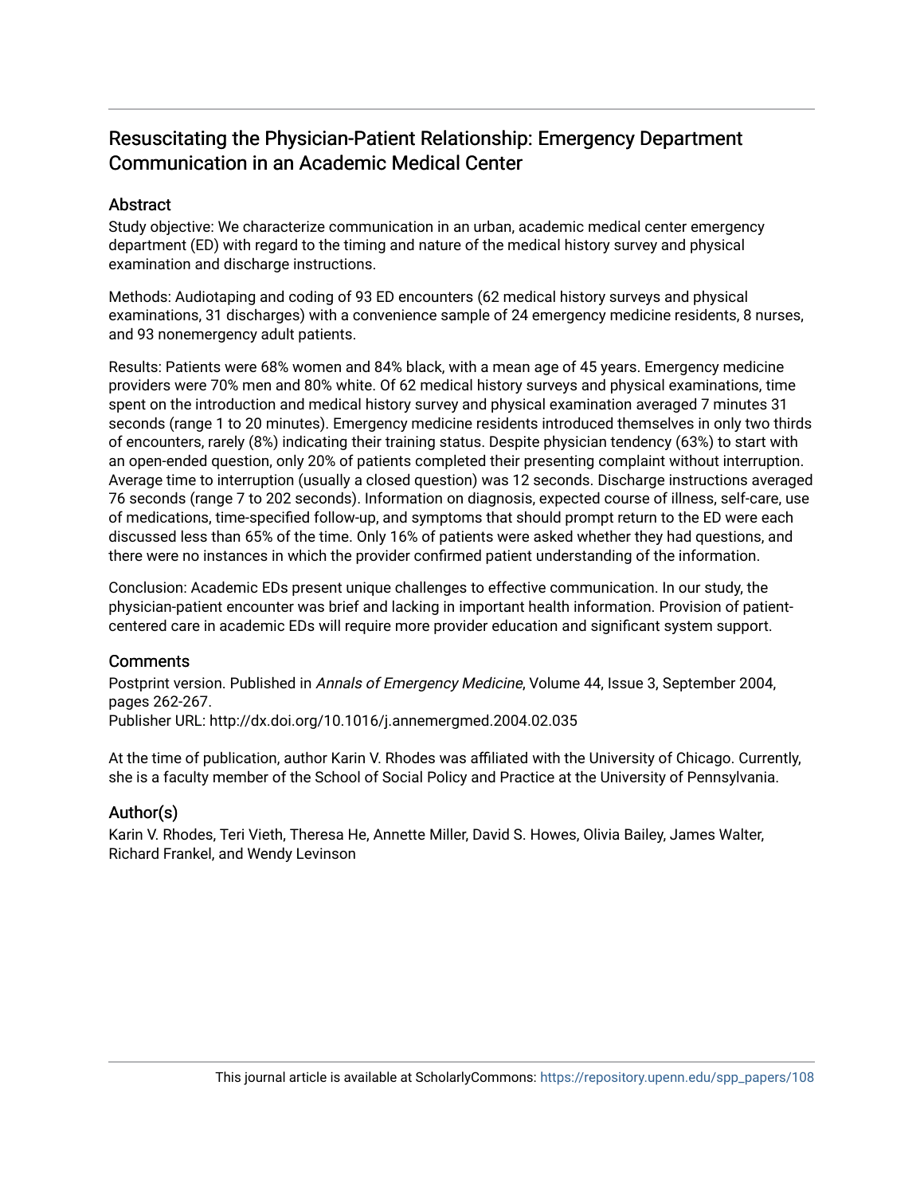# Resuscitating the Physician-Patient Relationship: Emergency Department Communication in an Academic Medical Center

## Abstract

Study objective: We characterize communication in an urban, academic medical center emergency department (ED) with regard to the timing and nature of the medical history survey and physical examination and discharge instructions.

Methods: Audiotaping and coding of 93 ED encounters (62 medical history surveys and physical examinations, 31 discharges) with a convenience sample of 24 emergency medicine residents, 8 nurses, and 93 nonemergency adult patients.

Results: Patients were 68% women and 84% black, with a mean age of 45 years. Emergency medicine providers were 70% men and 80% white. Of 62 medical history surveys and physical examinations, time spent on the introduction and medical history survey and physical examination averaged 7 minutes 31 seconds (range 1 to 20 minutes). Emergency medicine residents introduced themselves in only two thirds of encounters, rarely (8%) indicating their training status. Despite physician tendency (63%) to start with an open-ended question, only 20% of patients completed their presenting complaint without interruption. Average time to interruption (usually a closed question) was 12 seconds. Discharge instructions averaged 76 seconds (range 7 to 202 seconds). Information on diagnosis, expected course of illness, self-care, use of medications, time-specified follow-up, and symptoms that should prompt return to the ED were each discussed less than 65% of the time. Only 16% of patients were asked whether they had questions, and there were no instances in which the provider confirmed patient understanding of the information.

Conclusion: Academic EDs present unique challenges to effective communication. In our study, the physician-patient encounter was brief and lacking in important health information. Provision of patient-centered care in academic EDs will require more provider education and significant system support.

## Comments

Postprint version. Published in *Annals of Emergency Medicine*, Volume 44, Issue 3, September 2004, pages 262-267.
Publisher URL: http://dx.doi.org/10.1016/j.annemergmed.2004.02.035

At the time of publication, author Karin V. Rhodes was affiliated with the University of Chicago. Currently, she is a faculty member of the School of Social Policy and Practice at the University of Pennsylvania.

## Author(s)

Karin V. Rhodes, Teri Vieth, Theresa He, Annette Miller, David S. Howes, Olivia Bailey, James Walter, Richard Frankel, and Wendy Levinson

This journal article is available at ScholarlyCommons: https://repository.upenn.edu/spp_papers/108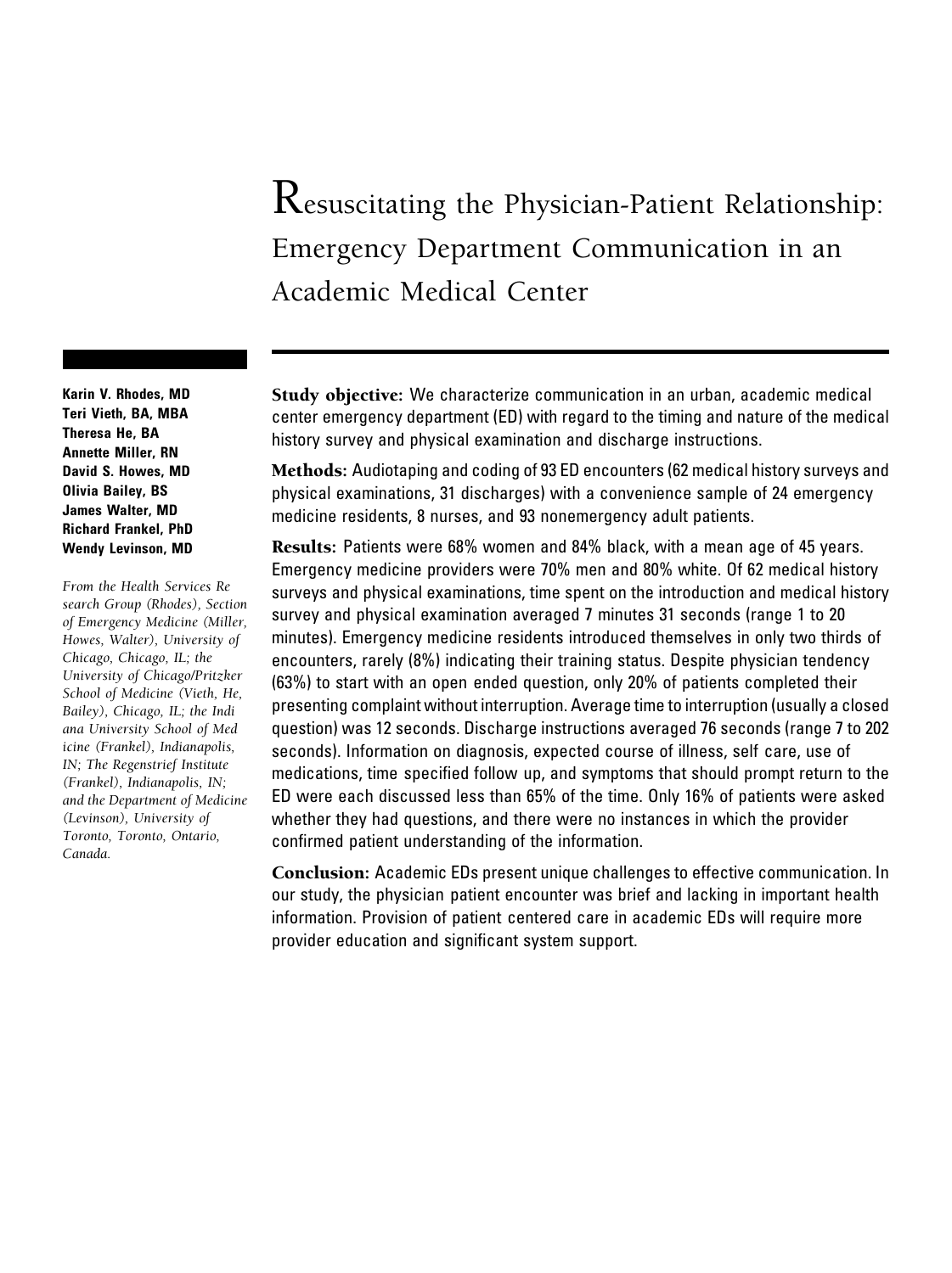#  Resuscitating the Physician-Patient Relationship: Emergency Department Communication in an Academic Medical Center

**Karin V. Rhodes, MD**
**Teri Vieth, BA, MBA**
**Theresa He, BA**
**Annette Miller, RN**
**David S. Howes, MD**
**Olivia Bailey, BS**
**James Walter, MD**
**Richard Frankel, PhD**
**Wendy Levinson, MD**

*From the Health Services Research Group (Rhodes), Section of Emergency Medicine (Miller, Howes, Walter), University of Chicago, Chicago, IL; the University of Chicago/Pritzker School of Medicine (Vieth, He, Bailey), Chicago, IL; the Indiana University School of Medicine (Frankel), Indianapolis, IN; The Regenstrief Institute (Frankel), Indianapolis, IN; and the Department of Medicine (Levinson), University of Toronto, Toronto, Ontario, Canada.*

**Study objective:** We characterize communication in an urban, academic medical center emergency department (ED) with regard to the timing and nature of the medical history survey and physical examination and discharge instructions.

**Methods:** Audiotaping and coding of 93 ED encounters (62 medical history surveys and physical examinations, 31 discharges) with a convenience sample of 24 emergency medicine residents, 8 nurses, and 93 nonemergency adult patients.

**Results:** Patients were 68% women and 84% black, with a mean age of 45 years. Emergency medicine providers were 70% men and 80% white. Of 62 medical history surveys and physical examinations, time spent on the introduction and medical history survey and physical examination averaged 7 minutes 31 seconds (range 1 to 20 minutes). Emergency medicine residents introduced themselves in only two thirds of encounters, rarely (8%) indicating their training status. Despite physician tendency (63%) to start with an open ended question, only 20% of patients completed their presenting complaint without interruption. Average time to interruption (usually a closed question) was 12 seconds. Discharge instructions averaged 76 seconds (range 7 to 202 seconds). Information on diagnosis, expected course of illness, self care, use of medications, time specified follow up, and symptoms that should prompt return to the ED were each discussed less than 65% of the time. Only 16% of patients were asked whether they had questions, and there were no instances in which the provider confirmed patient understanding of the information.

**Conclusion:** Academic EDs present unique challenges to effective communication. In our study, the physician patient encounter was brief and lacking in important health information. Provision of patient centered care in academic EDs will require more provider education and significant system support.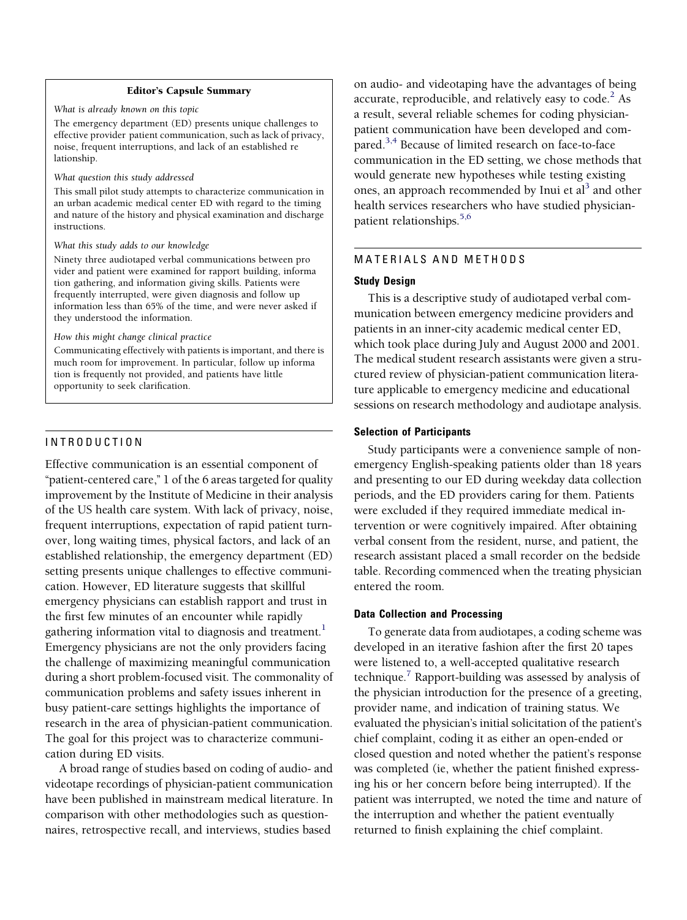**Editor's Capsule Summary**

*What is already known on this topic*

The emergency department (ED) presents unique challenges to effective provider patient communication, such as lack of privacy, noise, frequent interruptions, and lack of an established re lationship.

*What question this study addressed*

This small pilot study attempts to characterize communication in an urban academic medical center ED with regard to the timing and nature of the history and physical examination and discharge instructions.

*What this study adds to our knowledge*

Ninety three audiotaped verbal communications between pro vider and patient were examined for rapport building, informa tion gathering, and information giving skills. Patients were frequently interrupted, were given diagnosis and follow up information less than 65% of the time, and were never asked if they understood the information.

*How this might change clinical practice*

Communicating effectively with patients is important, and there is much room for improvement. In particular, follow up informa tion is frequently not provided, and patients have little opportunity to seek clarification.

## INTRODUCTION

Effective communication is an essential component of "patient-centered care," 1 of the 6 areas targeted for quality improvement by the Institute of Medicine in their analysis of the US health care system. With lack of privacy, noise, frequent interruptions, expectation of rapid patient turnover, long waiting times, physical factors, and lack of an established relationship, the emergency department (ED) setting presents unique challenges to effective communication. However, ED literature suggests that skillful emergency physicians can establish rapport and trust in the first few minutes of an encounter while rapidly gathering information vital to diagnosis and treatment.[1] Emergency physicians are not the only providers facing the challenge of maximizing meaningful communication during a short problem-focused visit. The commonality of communication problems and safety issues inherent in busy patient-care settings highlights the importance of research in the area of physician-patient communication. The goal for this project was to characterize communication during ED visits.

A broad range of studies based on coding of audio- and videotape recordings of physician-patient communication have been published in mainstream medical literature. In comparison with other methodologies such as questionnaires, retrospective recall, and interviews, studies based on audio- and videotaping have the advantages of being accurate, reproducible, and relatively easy to code.[2] As a result, several reliable schemes for coding physician-patient communication have been developed and compared.[3,4] Because of limited research on face-to-face communication in the ED setting, we chose methods that would generate new hypotheses while testing existing ones, an approach recommended by Inui et al[3] and other health services researchers who have studied physician-patient relationships.[5,6]

## MATERIALS AND METHODS

### Study Design

This is a descriptive study of audiotaped verbal communication between emergency medicine providers and patients in an inner-city academic medical center ED, which took place during July and August 2000 and 2001. The medical student research assistants were given a structured review of physician-patient communication literature applicable to emergency medicine and educational sessions on research methodology and audiotape analysis.

### Selection of Participants

Study participants were a convenience sample of non-emergency English-speaking patients older than 18 years and presenting to our ED during weekday data collection periods, and the ED providers caring for them. Patients were excluded if they required immediate medical intervention or were cognitively impaired. After obtaining verbal consent from the resident, nurse, and patient, the research assistant placed a small recorder on the bedside table. Recording commenced when the treating physician entered the room.

### Data Collection and Processing

To generate data from audiotapes, a coding scheme was developed in an iterative fashion after the first 20 tapes were listened to, a well-accepted qualitative research technique.[7] Rapport-building was assessed by analysis of the physician introduction for the presence of a greeting, provider name, and indication of training status. We evaluated the physician's initial solicitation of the patient's chief complaint, coding it as either an open-ended or closed question and noted whether the patient's response was completed (ie, whether the patient finished expressing his or her concern before being interrupted). If the patient was interrupted, we noted the time and nature of the interruption and whether the patient eventually returned to finish explaining the chief complaint.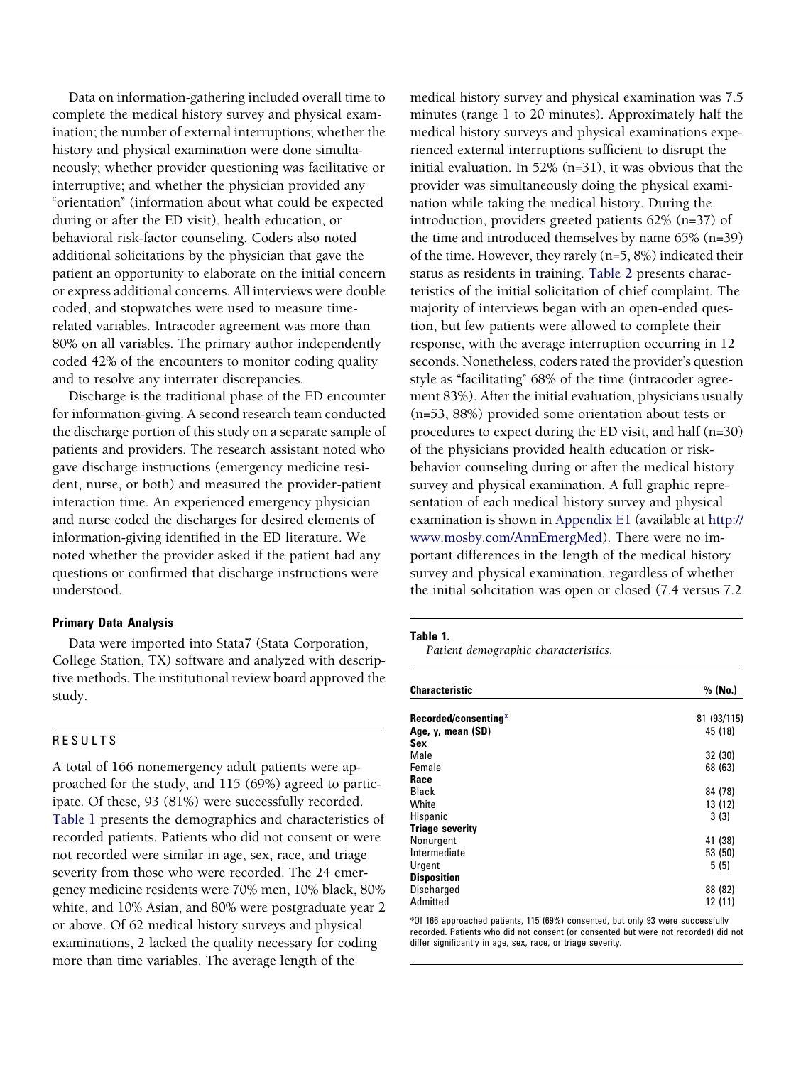Data on information-gathering included overall time to complete the medical history survey and physical examination; the number of external interruptions; whether the history and physical examination were done simultaneously; whether provider questioning was facilitative or interruptive; and whether the physician provided any "orientation" (information about what could be expected during or after the ED visit), health education, or behavioral risk-factor counseling. Coders also noted additional solicitations by the physician that gave the patient an opportunity to elaborate on the initial concern or express additional concerns. All interviews were double coded, and stopwatches were used to measure time-related variables. Intracoder agreement was more than 80% on all variables. The primary author independently coded 42% of the encounters to monitor coding quality and to resolve any interrater discrepancies.

Discharge is the traditional phase of the ED encounter for information-giving. A second research team conducted the discharge portion of this study on a separate sample of patients and providers. The research assistant noted who gave discharge instructions (emergency medicine resident, nurse, or both) and measured the provider-patient interaction time. An experienced emergency physician and nurse coded the discharges for desired elements of information-giving identified in the ED literature. We noted whether the provider asked if the patient had any questions or confirmed that discharge instructions were understood.

#### Primary Data Analysis

Data were imported into Stata7 (Stata Corporation, College Station, TX) software and analyzed with descriptive methods. The institutional review board approved the study.

## RESULTS

A total of 166 nonemergency adult patients were approached for the study, and 115 (69%) agreed to participate. Of these, 93 (81%) were successfully recorded. Table 1 presents the demographics and characteristics of recorded patients. Patients who did not consent or were not recorded were similar in age, sex, race, and triage severity from those who were recorded. The 24 emergency medicine residents were 70% men, 10% black, 80% white, and 10% Asian, and 80% were postgraduate year 2 or above. Of 62 medical history surveys and physical examinations, 2 lacked the quality necessary for coding more than time variables. The average length of the medical history survey and physical examination was 7.5 minutes (range 1 to 20 minutes). Approximately half the medical history surveys and physical examinations experienced external interruptions sufficient to disrupt the initial evaluation. In 52% (n=31), it was obvious that the provider was simultaneously doing the physical examination while taking the medical history. During the introduction, providers greeted patients 62% (n=37) of the time and introduced themselves by name 65% (n=39) of the time. However, they rarely (n=5, 8%) indicated their status as residents in training. Table 2 presents characteristics of the initial solicitation of chief complaint. The majority of interviews began with an open-ended question, but few patients were allowed to complete their response, with the average interruption occurring in 12 seconds. Nonetheless, coders rated the provider's question style as "facilitating" 68% of the time (intracoder agreement 83%). After the initial evaluation, physicians usually (n=53, 88%) provided some orientation about tests or procedures to expect during the ED visit, and half (n=30) of the physicians provided health education or risk-behavior counseling during or after the medical history survey and physical examination. A full graphic representation of each medical history survey and physical examination is shown in Appendix E1 (available at http://www.mosby.com/AnnEmergMed). There were no important differences in the length of the medical history survey and physical examination, regardless of whether the initial solicitation was open or closed (7.4 versus 7.2

**Table 1.**
*Patient demographic characteristics.*

| Characteristic | % (No.) |
|---|---|
| **Recorded/consenting*** | 81 (93/115) |
| **Age, y, mean (SD)** | 45 (18) |
| **Sex** | |
| Male | 32 (30) |
| Female | 68 (63) |
| **Race** | |
| Black | 84 (78) |
| White | 13 (12) |
| Hispanic | 3 (3) |
| **Triage severity** | |
| Nonurgent | 41 (38) |
| Intermediate | 53 (50) |
| Urgent | 5 (5) |
| **Disposition** | |
| Discharged | 88 (82) |
| Admitted | 12 (11) |

*Of 166 approached patients, 115 (69%) consented, but only 93 were successfully recorded. Patients who did not consent (or consented but were not recorded) did not differ significantly in age, sex, race, or triage severity.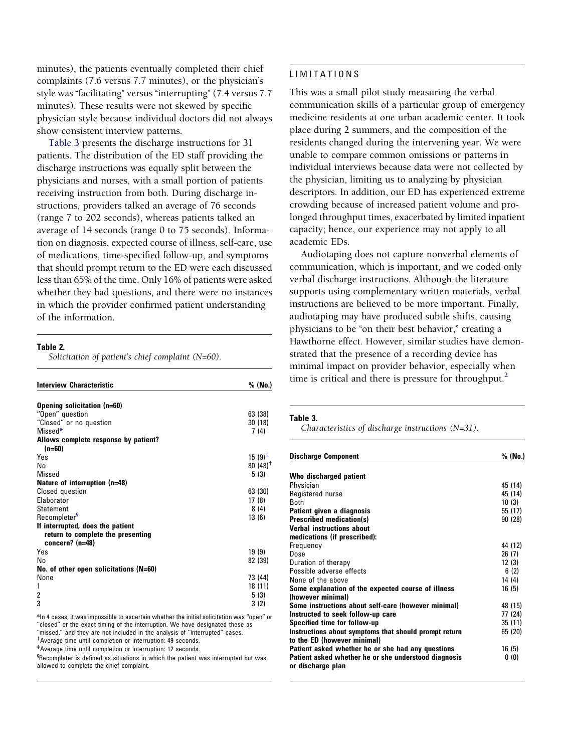minutes), the patients eventually completed their chief complaints (7.6 versus 7.7 minutes), or the physician's style was "facilitating" versus "interrupting" (7.4 versus 7.7 minutes). These results were not skewed by specific physician style because individual doctors did not always show consistent interview patterns.

Table 3 presents the discharge instructions for 31 patients. The distribution of the ED staff providing the discharge instructions was equally split between the physicians and nurses, with a small portion of patients receiving instruction from both. During discharge instructions, providers talked an average of 76 seconds (range 7 to 202 seconds), whereas patients talked an average of 14 seconds (range 0 to 75 seconds). Information on diagnosis, expected course of illness, self-care, use of medications, time-specified follow-up, and symptoms that should prompt return to the ED were each discussed less than 65% of the time. Only 16% of patients were asked whether they had questions, and there were no instances in which the provider confirmed patient understanding of the information.

**Table 2.**
*Solicitation of patient's chief complaint (N=60).*

| Interview Characteristic | % (No.) |
|---|---|
| **Opening solicitation (n=60)** | |
| "Open" question | 63 (38) |
| "Closed" or no question | 30 (18) |
| Missed* | 7 (4) |
| **Allows complete response by patient? (n=60)** | |
| Yes | 15 (9)† |
| No | 80 (48)‡ |
| Missed | 5 (3) |
| **Nature of interruption (n=48)** | |
| Closed question | 63 (30) |
| Elaborator | 17 (8) |
| Statement | 8 (4) |
| Recompleter§ | 13 (6) |
| **If interrupted, does the patient return to complete the presenting concern? (n=48)** | |
| Yes | 19 (9) |
| No | 82 (39) |
| **No. of other open solicitations (N=60)** | |
| None | 73 (44) |
| 1 | 18 (11) |
| 2 | 5 (3) |
| 3 | 3 (2) |

*In 4 cases, it was impossible to ascertain whether the initial solicitation was "open" or "closed" or the exact timing of the interruption. We have designated these as "missed," and they are not included in the analysis of "interrupted" cases.
†Average time until completion or interruption: 49 seconds.
‡Average time until completion or interruption: 12 seconds.
§Recompleter is defined as situations in which the patient was interrupted but was allowed to complete the chief complaint.

## LIMITATIONS

This was a small pilot study measuring the verbal communication skills of a particular group of emergency medicine residents at one urban academic center. It took place during 2 summers, and the composition of the residents changed during the intervening year. We were unable to compare common omissions or patterns in individual interviews because data were not collected by the physician, limiting us to analyzing by physician descriptors. In addition, our ED has experienced extreme crowding because of increased patient volume and prolonged throughput times, exacerbated by limited inpatient capacity; hence, our experience may not apply to all academic EDs.

Audiotaping does not capture nonverbal elements of communication, which is important, and we coded only verbal discharge instructions. Although the literature supports using complementary written materials, verbal instructions are believed to be more important. Finally, audiotaping may have produced subtle shifts, causing physicians to be "on their best behavior," creating a Hawthorne effect. However, similar studies have demonstrated that the presence of a recording device has minimal impact on provider behavior, especially when time is critical and there is pressure for throughput.[2]

**Table 3.**
*Characteristics of discharge instructions (N=31).*

| Discharge Component | % (No.) |
|---|---|
| **Who discharged patient** | |
| Physician | 45 (14) |
| Registered nurse | 45 (14) |
| Both | 10 (3) |
| **Patient given a diagnosis** | 55 (17) |
| **Prescribed medication(s)** | 90 (28) |
| **Verbal instructions about medications (if prescribed):** | |
| Frequency | 44 (12) |
| Dose | 26 (7) |
| Duration of therapy | 12 (3) |
| Possible adverse effects | 6 (2) |
| None of the above | 14 (4) |
| **Some explanation of the expected course of illness (however minimal)** | 16 (5) |
| **Some instructions about self-care (however minimal)** | 48 (15) |
| **Instructed to seek follow-up care** | 77 (24) |
| **Specified time for follow-up** | 35 (11) |
| **Instructions about symptoms that should prompt return to the ED (however minimal)** | 65 (20) |
| **Patient asked whether he or she had any questions** | 16 (5) |
| **Patient asked whether he or she understood diagnosis or discharge plan** | 0 (0) |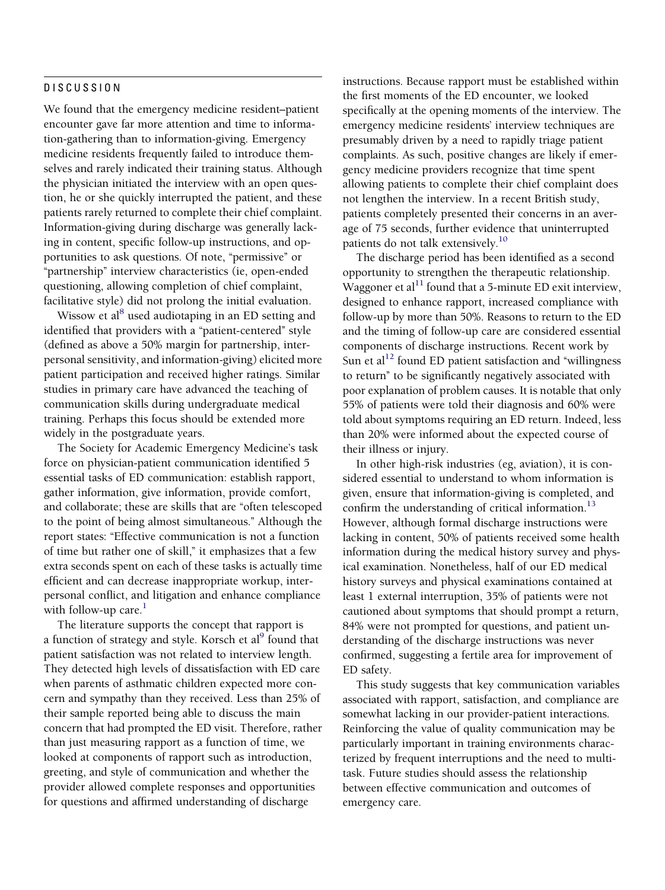## DISCUSSION

We found that the emergency medicine resident–patient encounter gave far more attention and time to information-gathering than to information-giving. Emergency medicine residents frequently failed to introduce themselves and rarely indicated their training status. Although the physician initiated the interview with an open question, he or she quickly interrupted the patient, and these patients rarely returned to complete their chief complaint. Information-giving during discharge was generally lacking in content, specific follow-up instructions, and opportunities to ask questions. Of note, "permissive" or "partnership" interview characteristics (ie, open-ended questioning, allowing completion of chief complaint, facilitative style) did not prolong the initial evaluation.

Wissow et al[8] used audiotaping in an ED setting and identified that providers with a "patient-centered" style (defined as above a 50% margin for partnership, interpersonal sensitivity, and information-giving) elicited more patient participation and received higher ratings. Similar studies in primary care have advanced the teaching of communication skills during undergraduate medical training. Perhaps this focus should be extended more widely in the postgraduate years.

The Society for Academic Emergency Medicine's task force on physician-patient communication identified 5 essential tasks of ED communication: establish rapport, gather information, give information, provide comfort, and collaborate; these are skills that are "often telescoped to the point of being almost simultaneous." Although the report states: "Effective communication is not a function of time but rather one of skill," it emphasizes that a few extra seconds spent on each of these tasks is actually time efficient and can decrease inappropriate workup, interpersonal conflict, and litigation and enhance compliance with follow-up care.[1]

The literature supports the concept that rapport is a function of strategy and style. Korsch et al[9] found that patient satisfaction was not related to interview length. They detected high levels of dissatisfaction with ED care when parents of asthmatic children expected more concern and sympathy than they received. Less than 25% of their sample reported being able to discuss the main concern that had prompted the ED visit. Therefore, rather than just measuring rapport as a function of time, we looked at components of rapport such as introduction, greeting, and style of communication and whether the provider allowed complete responses and opportunities for questions and affirmed understanding of discharge instructions. Because rapport must be established within the first moments of the ED encounter, we looked specifically at the opening moments of the interview. The emergency medicine residents' interview techniques are presumably driven by a need to rapidly triage patient complaints. As such, positive changes are likely if emergency medicine providers recognize that time spent allowing patients to complete their chief complaint does not lengthen the interview. In a recent British study, patients completely presented their concerns in an average of 75 seconds, further evidence that uninterrupted patients do not talk extensively.[10]

The discharge period has been identified as a second opportunity to strengthen the therapeutic relationship. Waggoner et al[11] found that a 5-minute ED exit interview, designed to enhance rapport, increased compliance with follow-up by more than 50%. Reasons to return to the ED and the timing of follow-up care are considered essential components of discharge instructions. Recent work by Sun et al[12] found ED patient satisfaction and "willingness to return" to be significantly negatively associated with poor explanation of problem causes. It is notable that only 55% of patients were told their diagnosis and 60% were told about symptoms requiring an ED return. Indeed, less than 20% were informed about the expected course of their illness or injury.

In other high-risk industries (eg, aviation), it is considered essential to understand to whom information is given, ensure that information-giving is completed, and confirm the understanding of critical information.[13] However, although formal discharge instructions were lacking in content, 50% of patients received some health information during the medical history survey and physical examination. Nonetheless, half of our ED medical history surveys and physical examinations contained at least 1 external interruption, 35% of patients were not cautioned about symptoms that should prompt a return, 84% were not prompted for questions, and patient understanding of the discharge instructions was never confirmed, suggesting a fertile area for improvement of ED safety.

This study suggests that key communication variables associated with rapport, satisfaction, and compliance are somewhat lacking in our provider-patient interactions. Reinforcing the value of quality communication may be particularly important in training environments characterized by frequent interruptions and the need to multitask. Future studies should assess the relationship between effective communication and outcomes of emergency care.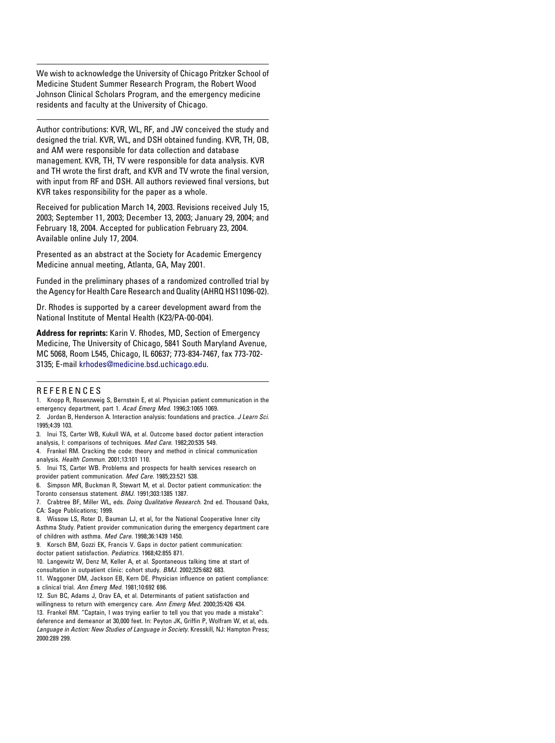We wish to acknowledge the University of Chicago Pritzker School of Medicine Student Summer Research Program, the Robert Wood Johnson Clinical Scholars Program, and the emergency medicine residents and faculty at the University of Chicago.

Author contributions: KVR, WL, RF, and JW conceived the study and designed the trial. KVR, WL, and DSH obtained funding. KVR, TH, OB, and AM were responsible for data collection and database management. KVR, TH, TV were responsible for data analysis. KVR and TH wrote the first draft, and KVR and TV wrote the final version, with input from RF and DSH. All authors reviewed final versions, but KVR takes responsibility for the paper as a whole.

Received for publication March 14, 2003. Revisions received July 15, 2003; September 11, 2003; December 13, 2003; January 29, 2004; and February 18, 2004. Accepted for publication February 23, 2004. Available online July 17, 2004.

Presented as an abstract at the Society for Academic Emergency Medicine annual meeting, Atlanta, GA, May 2001.

Funded in the preliminary phases of a randomized controlled trial by the Agency for Health Care Research and Quality (AHRQ HS11096-02).

Dr. Rhodes is supported by a career development award from the National Institute of Mental Health (K23/PA-00-004).

**Address for reprints:** Karin V. Rhodes, MD, Section of Emergency Medicine, The University of Chicago, 5841 South Maryland Avenue, MC 5068, Room L545, Chicago, IL 60637; 773-834-7467, fax 773-702-3135; E-mail krhodes@medicine.bsd.uchicago.edu.

## REFERENCES

1. Knopp R, Rosenzweig S, Bernstein E, et al. Physician patient communication in the emergency department, part 1. *Acad Emerg Med.* 1996;3:1065 1069.
2. Jordan B, Henderson A. Interaction analysis: foundations and practice. *J Learn Sci.* 1995;4:39 103.
3. Inui TS, Carter WB, Kukull WA, et al. Outcome based doctor patient interaction analysis, I: comparisons of techniques. *Med Care.* 1982;20:535 549.
4. Frankel RM. Cracking the code: theory and method in clinical communication analysis. *Health Commun.* 2001;13:101 110.
5. Inui TS, Carter WB. Problems and prospects for health services research on provider patient communication. *Med Care.* 1985;23:521 538.
6. Simpson MR, Buckman R, Stewart M, et al. Doctor patient communication: the Toronto consensus statement. *BMJ.* 1991;303:1385 1387.
7. Crabtree BF, Miller WL, eds. *Doing Qualitative Research.* 2nd ed. Thousand Oaks, CA: Sage Publications; 1999.
8. Wissow LS, Roter D, Bauman LJ, et al, for the National Cooperative Inner city Asthma Study. Patient provider communication during the emergency department care of children with asthma. *Med Care.* 1998;36:1439 1450.
9. Korsch BM, Gozzi EK, Francis V. Gaps in doctor patient communication: doctor patient satisfaction. *Pediatrics.* 1968;42:855 871.
10. Langewitz W, Denz M, Keller A, et al. Spontaneous talking time at start of consultation in outpatient clinic: cohort study. *BMJ.* 2002;325:682 683.
11. Waggoner DM, Jackson EB, Kern DE. Physician influence on patient compliance: a clinical trial. *Ann Emerg Med.* 1981;10:692 696.
12. Sun BC, Adams J, Orav EA, et al. Determinants of patient satisfaction and willingness to return with emergency care. *Ann Emerg Med.* 2000;35:426 434.
13. Frankel RM. "Captain, I was trying earlier to tell you that you made a mistake": deference and demeanor at 30,000 feet. In: Peyton JK, Griffin P, Wolfram W, et al, eds. *Language in Action: New Studies of Language in Society.* Kresskill, NJ: Hampton Press; 2000:289 299.